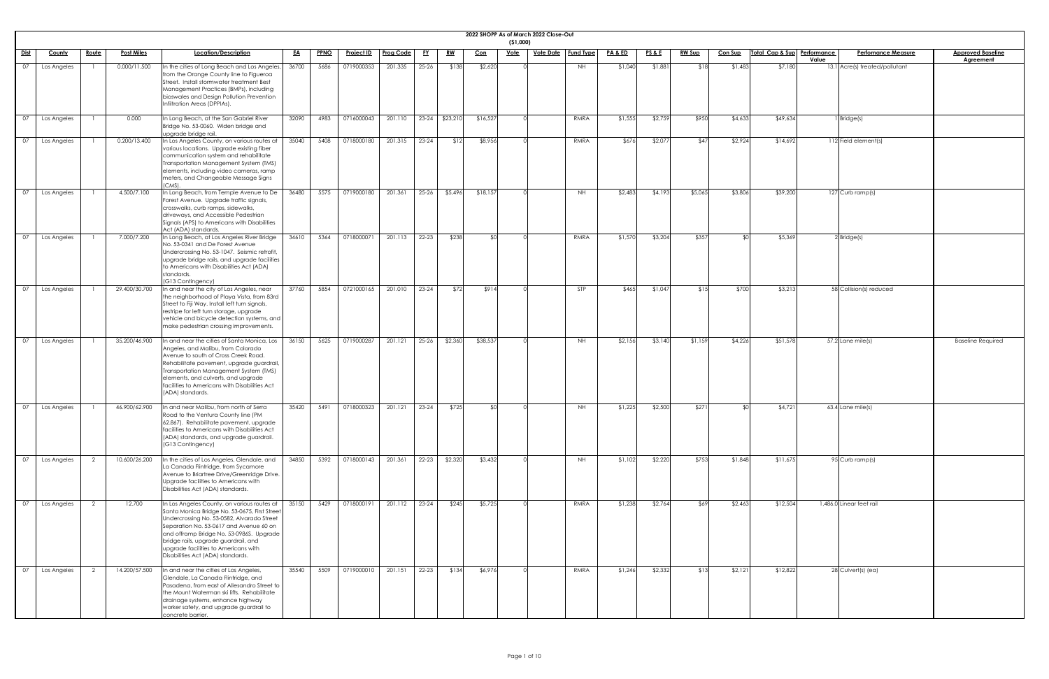# 2022 SHOPP As of March 2022 Close-Out

($1,000)

| Dist | County | Route | Post Miles | Location/Description | EA | PPNO | Project ID | Prog Code | FY | RW | Con | Vote | Vote Date | Fund Type | PA & ED | PS & E | RW Sup | Con Sup | Total Cap & Sup | Performance Value | Perfomance Measure | Approved Baseline Agreement |
|---|---|---|---|---|---|---|---|---|---|---|---|---|---|---|---|---|---|---|---|---|---|---|
| 07 | Los Angeles | 1 | 0.000/11.500 | In the cities of Long Beach and Los Angeles, from the Orange County line to Figueroa Street. Install stormwater treatment Best Management Practices (BMPs), including bioswales and Design Pollution Prevention Infiltration Areas (DPPIAs). | 36700 | 5686 | 0719000353 | 201.335 | 25-26 | $138 | $2,620 | 0 | | NH | $1,040 | $1,881 | $18 | $1,483 | $7,180 | 13.1 | Acre(s) treated/pollutant | |
| 07 | Los Angeles | 1 | 0.000 | In Long Beach, at the San Gabriel River Bridge No. 53-0060. Widen bridge and upgrade bridge rail. | 32090 | 4983 | 0716000043 | 201.110 | 23-24 | $23,210 | $16,527 | 0 | | RMRA | $1,555 | $2,759 | $950 | $4,633 | $49,634 | 1 | Bridge(s) | |
| 07 | Los Angeles | 1 | 0.200/13.400 | In Los Angeles County, on various routes at various locations. Upgrade existing fiber communication system and rehabilitate Transportation Management System (TMS) elements, including video cameras, ramp meters, and Changeable Message Signs (CMS). | 35040 | 5408 | 0718000180 | 201.315 | 23-24 | $12 | $8,956 | 0 | | RMRA | $676 | $2,077 | $47 | $2,924 | $14,692 | 112 | Field element(s) | |
| 07 | Los Angeles | 1 | 4.500/7.100 | In Long Beach, from Temple Avenue to De Forest Avenue. Upgrade traffic signals, crosswalks, curb ramps, sidewalks, driveways, and Accessible Pedestrian Signals (APS) to Americans with Disabilities Act (ADA) standards. | 36480 | 5575 | 0719000180 | 201.361 | 25-26 | $5,496 | $18,157 | 0 | | NH | $2,483 | $4,193 | $5,065 | $3,806 | $39,200 | 127 | Curb ramp(s) | |
| 07 | Los Angeles | 1 | 7.000/7.200 | In Long Beach, at Los Angeles River Bridge No. 53-0341 and De Forest Avenue Undercrossing No. 53-1047. Seismic retrofit, upgrade bridge rails, and upgrade facilities to Americans with Disabilities Act (ADA) standards. (G13 Contingency) | 34610 | 5364 | 0718000071 | 201.113 | 22-23 | $238 | $0 | 0 | | RMRA | $1,570 | $3,204 | $357 | $0 | $5,369 | 2 | Bridge(s) | |
| 07 | Los Angeles | 1 | 29.400/30.700 | In and near the city of Los Angeles, near the neighborhood of Playa Vista, from 83rd Street to Fiji Way. Install left turn signals, restripe for left turn storage, upgrade vehicle and bicycle detection systems, and make pedestrian crossing improvements. | 37760 | 5854 | 0721000165 | 201.010 | 23-24 | $72 | $914 | 0 | | STP | $465 | $1,047 | $15 | $700 | $3,213 | 58 | Collision(s) reduced | |
| 07 | Los Angeles | 1 | 35.200/46.900 | In and near the cities of Santa Monica, Los Angeles, and Malibu, from Colorado Avenue to south of Cross Creek Road. Rehabilitate pavement, upgrade guardrail, Transportation Management System (TMS) elements, and culverts, and upgrade facilities to Americans with Disabilities Act (ADA) standards. | 36150 | 5625 | 0719000287 | 201.121 | 25-26 | $2,360 | $38,537 | 0 | | NH | $2,156 | $3,140 | $1,159 | $4,226 | $51,578 | 57.2 | Lane mile(s) | Baseline Required |
| 07 | Los Angeles | 1 | 46.900/62.900 | In and near Malibu, from north of Serra Road to the Ventura County line (PM 62.867). Rehabilitate pavement, upgrade facilities to Americans with Disabilities Act (ADA) standards, and upgrade guardrail. (G13 Contingency) | 35420 | 5491 | 0718000323 | 201.121 | 23-24 | $725 | $0 | 0 | | NH | $1,225 | $2,500 | $271 | $0 | $4,721 | 63.4 | Lane mile(s) | |
| 07 | Los Angeles | 2 | 10.600/26.200 | In the cities of Los Angeles, Glendale, and La Canada Flintridge, from Sycamore Avenue to Briartree Drive/Greenridge Drive. Upgrade facilities to Americans with Disabilities Act (ADA) standards. | 34850 | 5392 | 0718000143 | 201.361 | 22-23 | $2,320 | $3,432 | 0 | | NH | $1,102 | $2,220 | $753 | $1,848 | $11,675 | 95 | Curb ramp(s) | |
| 07 | Los Angeles | 2 | 12.700 | In Los Angeles County, on various routes at Santa Monica Bridge No. 53-0675, First Street Undercrossing No. 53-0582, Alvarado Street Separation No. 53-0617 and Avenue 60 on and offramp Bridge No. 53-0986S. Upgrade bridge rails, upgrade guardrail, and upgrade facilities to Americans with Disabilities Act (ADA) standards. | 35150 | 5429 | 0718000191 | 201.112 | 23-24 | $245 | $5,725 | 0 | | RMRA | $1,238 | $2,764 | $69 | $2,463 | $12,504 | 1,486.0 | Linear feet rail | |
| 07 | Los Angeles | 2 | 14.200/57.500 | In and near the cities of Los Angeles, Glendale, La Canada Flintridge, and Pasadena, from east of Allesandro Street to the Mount Waterman ski lifts. Rehabilitate drainage systems, enhance highway worker safety, and upgrade guardrail to concrete barrier. | 35540 | 5509 | 0719000010 | 201.151 | 22-23 | $134 | $6,976 | 0 | | RMRA | $1,246 | $2,332 | $13 | $2,121 | $12,822 | 28 | Culvert(s) (ea) | |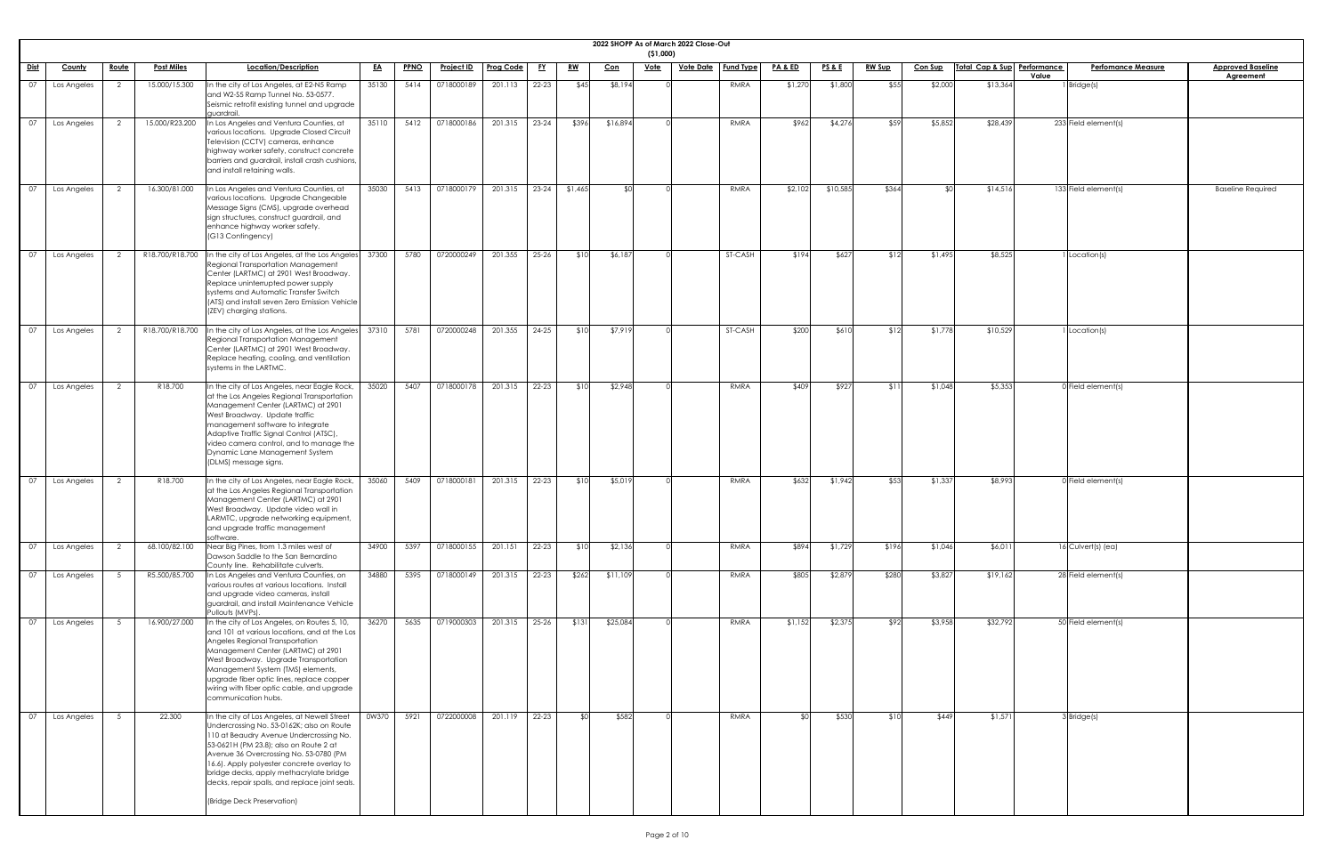# 2022 SHOPP As of March 2022 Close-Out

($1,000)

| Dist | County | Route | Post Miles | Location/Description | EA | PPNO | Project ID | Prog Code | FY | RW | Con | Vote | Vote Date | Fund Type | PA & ED | PS & E | RW Sup | Con Sup | Total Cap & Sup | Performance Value | Perfomance Measure | Approved Baseline Agreement |
|---|---|---|---|---|---|---|---|---|---|---|---|---|---|---|---|---|---|---|---|---|---|---|
| 07 | Los Angeles | 2 | 15.000/15.300 | In the city of Los Angeles, at E2-N5 Ramp and W2-S5 Ramp Tunnel No. 53-0577. Seismic retrofit existing tunnel and upgrade guardrail. | 35130 | 5414 | 0718000189 | 201.113 | 22-23 | $45 | $8,194 | 0 | | RMRA | $1,270 | $1,800 | $55 | $2,000 | $13,364 | 1 | Bridge(s) | |
| 07 | Los Angeles | 2 | 15.000/R23.200 | In Los Angeles and Ventura Counties, at various locations. Upgrade Closed Circuit Television (CCTV) cameras, enhance highway worker safety, construct concrete barriers and guardrail, install crash cushions, and install retaining walls. | 35110 | 5412 | 0718000186 | 201.315 | 23-24 | $396 | $16,894 | 0 | | RMRA | $962 | $4,276 | $59 | $5,852 | $28,439 | 233 | Field element(s) | |
| 07 | Los Angeles | 2 | 16.300/81.000 | In Los Angeles and Ventura Counties, at various locations. Upgrade Changeable Message Signs (CMS), upgrade overhead sign structures, construct guardrail, and enhance highway worker safety. (G13 Contingency) | 35030 | 5413 | 0718000179 | 201.315 | 23-24 | $1,465 | $0 | 0 | | RMRA | $2,102 | $10,585 | $364 | $0 | $14,516 | 133 | Field element(s) | Baseline Required |
| 07 | Los Angeles | 2 | R18.700/R18.700 | In the city of Los Angeles, at the Los Angeles Regional Transportation Management Center (LARTMC) at 2901 West Broadway. Replace uninterrupted power supply systems and Automatic Transfer Switch (ATS) and install seven Zero Emission Vehicle (ZEV) charging stations. | 37300 | 5780 | 0720000249 | 201.355 | 25-26 | $10 | $6,187 | 0 | | ST-CASH | $194 | $627 | $12 | $1,495 | $8,525 | 1 | Location(s) | |
| 07 | Los Angeles | 2 | R18.700/R18.700 | In the city of Los Angeles, at the Los Angeles Regional Transportation Management Center (LARTMC) at 2901 West Broadway. Replace heating, cooling, and ventilation systems in the LARTMC. | 37310 | 5781 | 0720000248 | 201.355 | 24-25 | $10 | $7,919 | 0 | | ST-CASH | $200 | $610 | $12 | $1,778 | $10,529 | 1 | Location(s) | |
| 07 | Los Angeles | 2 | R18.700 | In the city of Los Angeles, near Eagle Rock, at the Los Angeles Regional Transportation Management Center (LARTMC) at 2901 West Broadway. Update traffic management software to integrate Adaptive Traffic Signal Control (ATSC), video camera control, and to manage the Dynamic Lane Management System (DLMS) message signs. | 35020 | 5407 | 0718000178 | 201.315 | 22-23 | $10 | $2,948 | 0 | | RMRA | $409 | $927 | $11 | $1,048 | $5,353 | 0 | Field element(s) | |
| 07 | Los Angeles | 2 | R18.700 | In the city of Los Angeles, near Eagle Rock, at the Los Angeles Regional Transportation Management Center (LARTMC) at 2901 West Broadway. Update video wall in LARMTC, upgrade networking equipment, and upgrade traffic management software. | 35060 | 5409 | 0718000181 | 201.315 | 22-23 | $10 | $5,019 | 0 | | RMRA | $632 | $1,942 | $53 | $1,337 | $8,993 | 0 | Field element(s) | |
| 07 | Los Angeles | 2 | 68.100/82.100 | Near Big Pines, from 1.3 miles west of Dawson Saddle to the San Bernardino County line. Rehabilitate culverts. | 34900 | 5397 | 0718000155 | 201.151 | 22-23 | $10 | $2,136 | 0 | | RMRA | $894 | $1,729 | $196 | $1,046 | $6,011 | 16 | Culvert(s) (ea) | |
| 07 | Los Angeles | 5 | R5.500/R5.700 | In Los Angeles and Ventura Counties, on various routes at various locations. Install and upgrade video cameras, install guardrail, and install Maintenance Vehicle Pullouts (MVPs). | 34880 | 5395 | 0718000149 | 201.315 | 22-23 | $262 | $11,109 | 0 | | RMRA | $805 | $2,879 | $280 | $3,827 | $19,162 | 28 | Field element(s) | |
| 07 | Los Angeles | 5 | 16.900/27.000 | In the city of Los Angeles, on Routes 5, 10, and 101 at various locations, and at the Los Angeles Regional Transportation Management Center (LARTMC) at 2901 West Broadway. Upgrade Transportation Management System (TMS) elements, upgrade fiber optic lines, replace copper wiring with fiber optic cable, and upgrade communication hubs. | 36270 | 5635 | 0719000303 | 201.315 | 25-26 | $131 | $25,084 | 0 | | RMRA | $1,152 | $2,375 | $92 | $3,958 | $32,792 | 50 | Field element(s) | |
| 07 | Los Angeles | 5 | 22.300 | In the city of Los Angeles, at Newell Street Undercrossing No. 53-0162K; also on Route 110 at Beaudry Avenue Undercrossing No. 53-0621H (PM 23.8); also on Route 2 at Avenue 36 Overcrossing No. 53-0780 (PM 16.6). Apply polyester concrete overlay to bridge decks, apply methacrylate bridge decks, repair spalls, and replace joint seals. (Bridge Deck Preservation) | 0W370 | 5921 | 0722000008 | 201.119 | 22-23 | $0 | $582 | 0 | | RMRA | $0 | $530 | $10 | $449 | $1,571 | 3 | Bridge(s) | |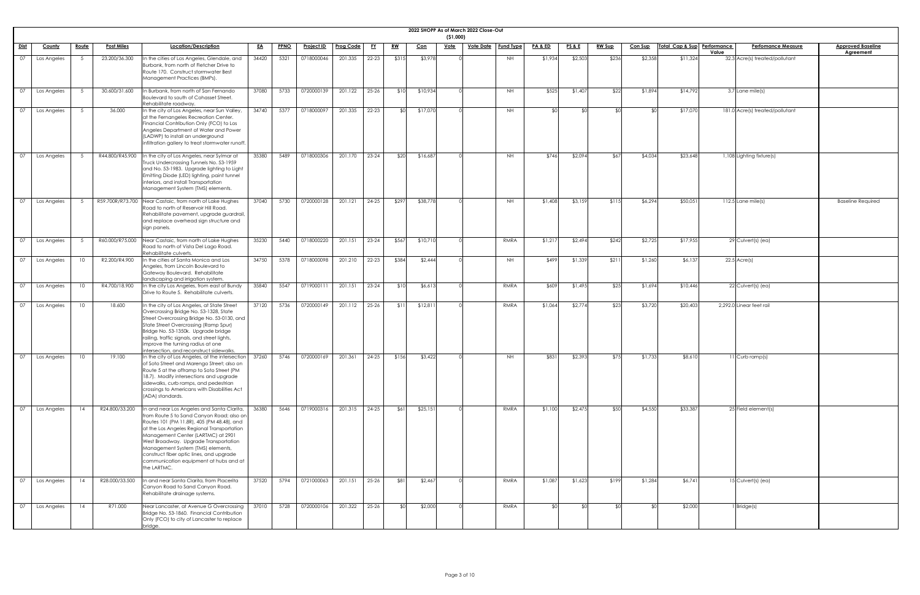## 2022 SHOPP As of March 2022 Close-Out

($1,000)

| Dist | County | Route | Post Miles | Location/Description | EA | PPNO | Project ID | Prog Code | FY | RW | Con | Vote | Vote Date | Fund Type | PA & ED | PS & E | RW Sup | Con Sup | Total Cap & Sup | Performance Value | Perfomance Measure | Approved Baseline Agreement |
|---|---|---|---|---|---|---|---|---|---|---|---|---|---|---|---|---|---|---|---|---|---|---|
| 07 | Los Angeles | 5 | 23.200/36.300 | In the cities of Los Angeles, Glendale, and Burbank, from north of Fletcher Drive to Route 170. Construct stormwater Best Management Practices (BMPs). | 34420 | 5321 | 0718000046 | 201.335 | 22-23 | $315 | $3,978 | 0 | | NH | $1,934 | $2,503 | $236 | $2,358 | $11,324 | 32.3 | Acre(s) treated/pollutant | |
| 07 | Los Angeles | 5 | 30.600/31.600 | In Burbank, from north of San Fernando Boulevard to south of Cohasset Street. Rehabilitate roadway. | 37080 | 5733 | 0720000139 | 201.122 | 25-26 | $10 | $10,934 | 0 | | NH | $525 | $1,407 | $22 | $1,894 | $14,792 | 3.7 | Lane mile(s) | |
| 07 | Los Angeles | 5 | 36.000 | In the city of Los Angeles, near Sun Valley, at the Fernangeles Recreation Center. Financial Contribution Only (FCO) to Los Angeles Department of Water and Power (LADWP) to install an underground infiltration gallery to treat stormwater runoff. | 34740 | 5377 | 0718000097 | 201.335 | 22-23 | $0 | $17,070 | 0 | | NH | $0 | $0 | $0 | $0 | $17,070 | 181.0 | Acre(s) treated/pollutant | |
| 07 | Los Angeles | 5 | R44.800/R45.900 | In the city of Los Angeles, near Sylmar at Truck Undercrossing Tunnels No. 53-1959 and No. 53-1983. Upgrade lighting to Light Emitting Diode (LED) lighting, paint tunnel interiors, and install Transportation Management System (TMS) elements. | 35380 | 5489 | 0718000306 | 201.170 | 23-24 | $20 | $16,687 | 0 | | NH | $746 | $2,094 | $67 | $4,034 | $23,648 | 1,108 | Lighting fixture(s) | |
| 07 | Los Angeles | 5 | R59.700R/R73.700 | Near Castaic, from north of Lake Hughes Road to north of Reservoir Hill Road. Rehabilitate pavement, upgrade guardrail, and replace overhead sign structure and sign panels. | 37040 | 5730 | 0720000128 | 201.121 | 24-25 | $297 | $38,778 | 0 | | NH | $1,408 | $3,159 | $115 | $6,294 | $50,051 | 112.5 | Lane mile(s) | Baseline Required |
| 07 | Los Angeles | 5 | R60.000/R75.000 | Near Castaic, from north of Lake Hughes Road to north of Vista Del Lago Road. Rehabilitate culverts. | 35230 | 5440 | 0718000220 | 201.151 | 23-24 | $567 | $10,710 | 0 | | RMRA | $1,217 | $2,494 | $242 | $2,725 | $17,955 | 29 | Culvert(s) (ea) | |
| 07 | Los Angeles | 10 | R2.200/R4.900 | In the cities of Santa Monica and Los Angeles, from Lincoln Boulevard to Gateway Boulevard. Rehabilitate landscaping and irrigation system. | 34750 | 5378 | 0718000098 | 201.210 | 22-23 | $384 | $2,444 | 0 | | NH | $499 | $1,339 | $211 | $1,260 | $6,137 | 22.5 | Acre(s) | |
| 07 | Los Angeles | 10 | R4.700/18.900 | In the city Los Angeles, from east of Bundy Drive to Route 5. Rehabilitate culverts. | 35840 | 5547 | 0719000111 | 201.151 | 23-24 | $10 | $6,613 | 0 | | RMRA | $609 | $1,495 | $25 | $1,694 | $10,446 | 22 | Culvert(s) (ea) | |
| 07 | Los Angeles | 10 | 18.600 | In the city of Los Angeles, at State Street Overcrossing Bridge No. 53-1328, State Street Overcrossing Bridge No. 53-0130, and State Street Overcrossing (Ramp Spur) Bridge No. 53-1350k. Upgrade bridge railing, traffic signals, and street lights, improve the turning radius at one intersection, and reconstruct sidewalks. | 37120 | 5736 | 0720000149 | 201.112 | 25-26 | $11 | $12,811 | 0 | | RMRA | $1,064 | $2,774 | $23 | $3,720 | $20,403 | 2,292.0 | Linear feet rail | |
| 07 | Los Angeles | 10 | 19.100 | In the city of Los Angeles, at the intersection of Soto Street and Marengo Street; also on Route 5 at the offramp to Soto Street (PM 18.7). Modify intersections and upgrade sidewalks, curb ramps, and pedestrian crossings to Americans with Disabilities Act (ADA) standards. | 37260 | 5746 | 0720000169 | 201.361 | 24-25 | $156 | $3,422 | 0 | | NH | $831 | $2,393 | $75 | $1,733 | $8,610 | 11 | Curb ramp(s) | |
| 07 | Los Angeles | 14 | R24.800/33.200 | In and near Los Angeles and Santa Clarita, from Route 5 to Sand Canyon Road; also on Routes 101 (PM 11.8R), 405 (PM 48.48), and at the Los Angeles Regional Transportation Management Center (LARTMC) at 2901 West Broadway. Upgrade Transportation Management System (TMS) elements, construct fiber optic lines, and upgrade communication equipment at hubs and at the LARTMC. | 36380 | 5646 | 0719000316 | 201.315 | 24-25 | $61 | $25,151 | 0 | | RMRA | $1,100 | $2,475 | $50 | $4,550 | $33,387 | 25 | Field element(s) | |
| 07 | Los Angeles | 14 | R28.000/33.500 | In and near Santa Clarita, from Placerita Canyon Road to Sand Canyon Road. Rehabilitate drainage systems. | 37520 | 5794 | 0721000063 | 201.151 | 25-26 | $81 | $2,467 | 0 | | RMRA | $1,087 | $1,623 | $199 | $1,284 | $6,741 | 15 | Culvert(s) (ea) | |
| 07 | Los Angeles | 14 | R71.000 | Near Lancaster, at Avenue G Overcrossing Bridge No. 53-1860. Financial Contribution Only (FCO) to city of Lancaster to replace bridge. | 37010 | 5728 | 0720000106 | 201.322 | 25-26 | $0 | $2,000 | 0 | | RMRA | $0 | $0 | $0 | $0 | $2,000 | 1 | Bridge(s) | |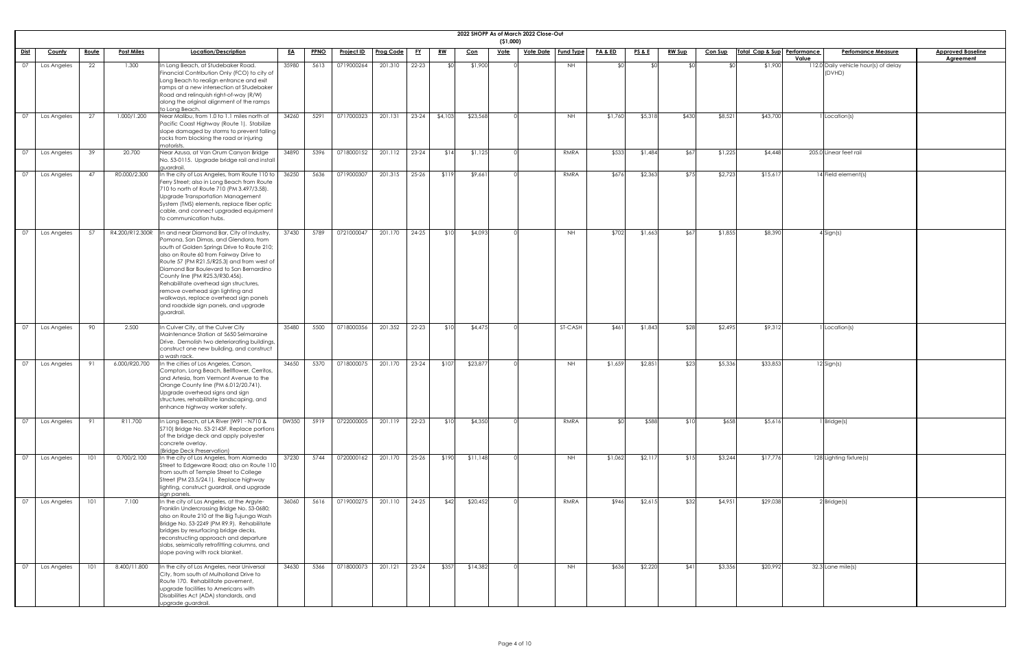## 2022 SHOPP As of March 2022 Close-Out

($1,000)

| Dist | County | Route | Post Miles | Location/Description | EA | PPNO | Project ID | Prog Code | FY | RW | Con | Vote | Vote Date | Fund Type | PA & ED | PS & E | RW Sup | Con Sup | Total Cap & Sup | Performance Value | Perfomance Measure | Approved Baseline Agreement |
|---|---|---|---|---|---|---|---|---|---|---|---|---|---|---|---|---|---|---|---|---|---|---|
| 07 | Los Angeles | 22 | 1.300 | In Long Beach, at Studebaker Road. Financial Contribution Only (FCO) to city of Long Beach to realign entrance and exit ramps at a new intersection at Studebaker Road and relinquish right-of-way (R/W) along the original alignment of the ramps to Long Beach. | 35980 | 5613 | 0719000264 | 201.310 | 22-23 | $0 | $1,900 | 0 | | NH | $0 | $0 | $0 | $0 | $1,900 | 112.0 | Daily vehicle hour(s) of delay (DVHD) | |
| 07 | Los Angeles | 27 | 1.000/1.200 | Near Malibu, from 1.0 to 1.1 miles north of Pacific Coast Highway (Route 1). Stabilize slope damaged by storms to prevent falling rocks from blocking the road or injuring motorists. | 34260 | 5291 | 0717000323 | 201.131 | 23-24 | $4,103 | $23,568 | 0 | | NH | $1,760 | $5,318 | $430 | $8,521 | $43,700 | 1 | Location(s) | |
| 07 | Los Angeles | 39 | 20.700 | Near Azusa, at Van Orum Canyon Bridge No. 53-0115. Upgrade bridge rail and install guardrail. | 34890 | 5396 | 0718000152 | 201.112 | 23-24 | $14 | $1,125 | 0 | | RMRA | $533 | $1,484 | $67 | $1,225 | $4,448 | 205.0 | Linear feet rail | |
| 07 | Los Angeles | 47 | R0.000/2.300 | In the city of Los Angeles, from Route 110 to Ferry Street; also in Long Beach from Route 710 to north of Route 710 (PM 3.497/3.58). Upgrade Transportation Management System (TMS) elements, replace fiber optic cable, and connect upgraded equipment to communication hubs. | 36250 | 5636 | 0719000307 | 201.315 | 25-26 | $119 | $9,661 | 0 | | RMRA | $676 | $2,363 | $75 | $2,723 | $15,617 | 14 | Field element(s) | |
| 07 | Los Angeles | 57 | R4.200/R12.300R | In and near Diamond Bar, City of Industry, Pomona, San Dimas, and Glendora, from south of Golden Springs Drive to Route 210; also on Route 60 from Fairway Drive to Route 57 (PM R21.5/R25.3) and from west of Diamond Bar Boulevard to San Bernardino County line (PM R25.3/R30.456). Rehabilitate overhead sign structures, remove overhead sign lighting and walkways, replace overhead sign panels and roadside sign panels, and upgrade guardrail. | 37430 | 5789 | 0721000047 | 201.170 | 24-25 | $10 | $4,093 | 0 | | NH | $702 | $1,663 | $67 | $1,855 | $8,390 | 4 | Sign(s) | |
| 07 | Los Angeles | 90 | 2.500 | In Culver City, at the Culver City Maintenance Station at 5650 Selmaraine Drive. Demolish two deteriorating buildings, construct one new building, and construct a wash rack. | 35480 | 5500 | 0718000356 | 201.352 | 22-23 | $10 | $4,475 | 0 | | ST-CASH | $461 | $1,843 | $28 | $2,495 | $9,312 | 1 | Location(s) | |
| 07 | Los Angeles | 91 | 6.000/R20.700 | In the cities of Los Angeles, Carson, Compton, Long Beach, Bellflower, Cerritos, and Artesia, from Vermont Avenue to the Orange County line (PM 6.012/20.741). Upgrade overhead signs and sign structures, rehabilitate landscaping, and enhance highway worker safety. | 34650 | 5370 | 0718000075 | 201.170 | 23-24 | $107 | $23,877 | 0 | | NH | $1,659 | $2,851 | $23 | $5,336 | $33,853 | 12 | Sign(s) | |
| 07 | Los Angeles | 91 | R11.700 | In Long Beach, at LA River (W91 - N710 & S710) Bridge No. 53-2143F. Replace portions of the bridge deck and apply polyester concrete overlay. (Bridge Deck Preservation) | 0W350 | 5919 | 0722000005 | 201.119 | 22-23 | $10 | $4,350 | 0 | | RMRA | $0 | $588 | $10 | $658 | $5,616 | 1 | Bridge(s) | |
| 07 | Los Angeles | 101 | 0.700/2.100 | In the city of Los Angeles, from Alameda Street to Edgeware Road; also on Route 110 from south of Temple Street to College Street (PM 23.5/24.1). Replace highway lighting, construct guardrail, and upgrade sign panels. | 37230 | 5744 | 0720000162 | 201.170 | 25-26 | $190 | $11,148 | 0 | | NH | $1,062 | $2,117 | $15 | $3,244 | $17,776 | 128 | Lighting fixture(s) | |
| 07 | Los Angeles | 101 | 7.100 | In the city of Los Angeles, at the Argyle-Franklin Undercrossing Bridge No. 53-0680; also on Route 210 at the Big Tujunga Wash Bridge No. 53-2249 (PM R9.9). Rehabilitate bridges by resurfacing bridge decks, reconstructing approach and departure slabs, seismically retrofitting columns, and slope paving with rock blanket. | 36060 | 5616 | 0719000275 | 201.110 | 24-25 | $42 | $20,452 | 0 | | RMRA | $946 | $2,615 | $32 | $4,951 | $29,038 | 2 | Bridge(s) | |
| 07 | Los Angeles | 101 | 8.400/11.800 | In the city of Los Angeles, near Universal City, from south of Mulholland Drive to Route 170. Rehabilitate pavement, upgrade facilities to Americans with Disabilities Act (ADA) standards, and upgrade guardrail. | 34630 | 5366 | 0718000073 | 201.121 | 23-24 | $357 | $14,382 | 0 | | NH | $636 | $2,220 | $41 | $3,356 | $20,992 | 32.3 | Lane mile(s) | |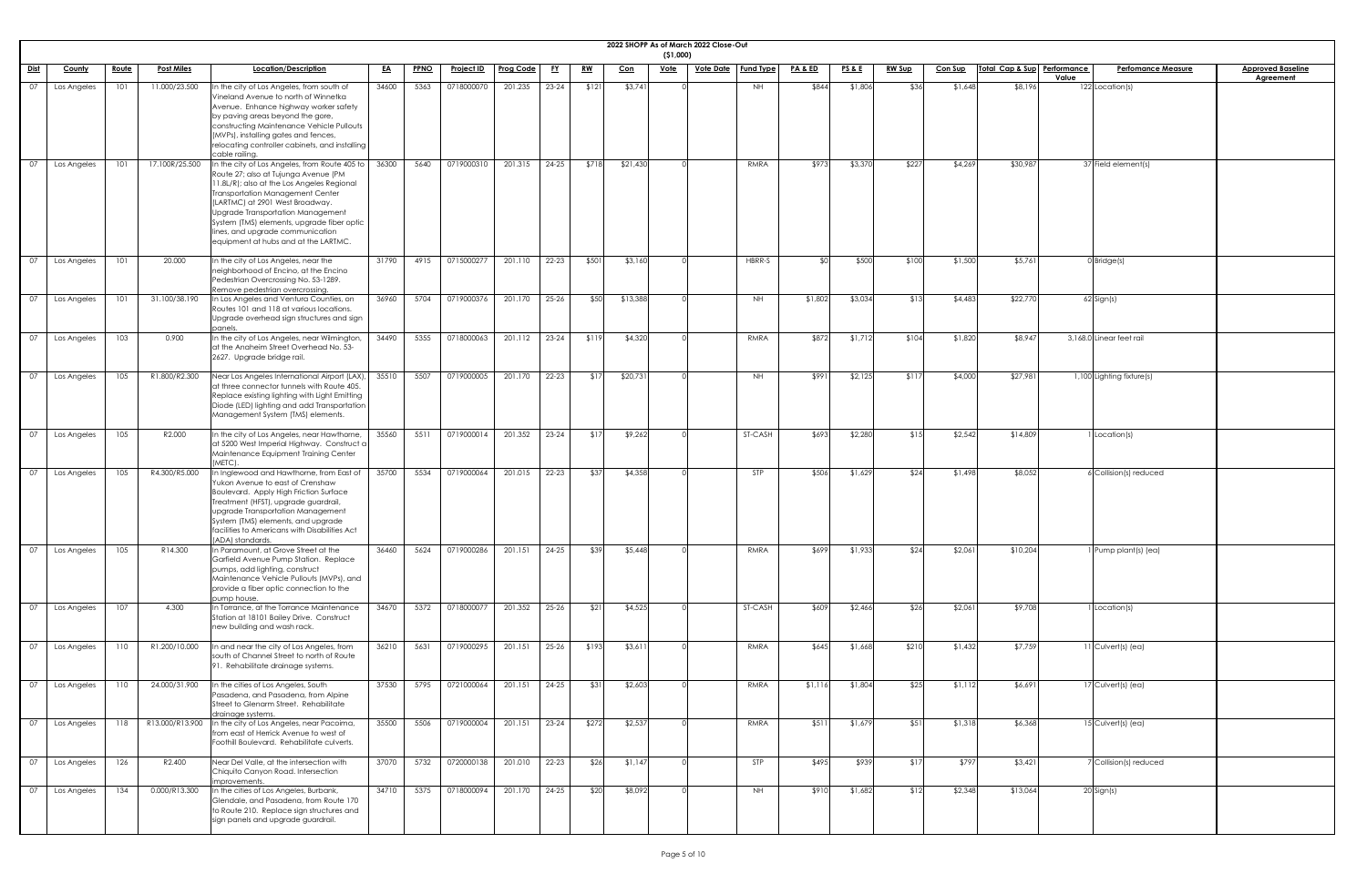## 2022 SHOPP As of March 2022 Close-Out
### ($1,000)

| Dist | County | Route | Post Miles | Location/Description | EA | PPNO | Project ID | Prog Code | FY | RW | Con | Vote | Vote Date | Fund Type | PA & ED | PS & E | RW Sup | Con Sup | Total Cap & Sup | Performance Value | Perfomance Measure | Approved Baseline Agreement |
|---|---|---|---|---|---|---|---|---|---|---|---|---|---|---|---|---|---|---|---|---|---|---|
| 07 | Los Angeles | 101 | 11.000/23.500 | In the city of Los Angeles, from south of Vineland Avenue to north of Winnetka Avenue. Enhance highway worker safety by paving areas beyond the gore, constructing Maintenance Vehicle Pullouts (MVPs), installing gates and fences, relocating controller cabinets, and installing cable railing. | 34600 | 5363 | 0718000070 | 201.235 | 23-24 | $121 | $3,741 | 0 | | NH | $844 | $1,806 | $36 | $1,648 | $8,196 | 122 | Location(s) | |
| 07 | Los Angeles | 101 | 17.100R/25.500 | In the city of Los Angeles, from Route 405 to Route 27; also at Tujunga Avenue (PM 11.8L/R); also at the Los Angeles Regional Transportation Management Center (LARTMC) at 2901 West Broadway. Upgrade Transportation Management System (TMS) elements, upgrade fiber optic lines, and upgrade communication equipment at hubs and at the LARTMC. | 36300 | 5640 | 0719000310 | 201.315 | 24-25 | $718 | $21,430 | 0 | | RMRA | $973 | $3,370 | $227 | $4,269 | $30,987 | 37 | Field element(s) | |
| 07 | Los Angeles | 101 | 20.000 | In the city of Los Angeles, near the neighborhood of Encino, at the Encino Pedestrian Overcrossing No. 53-1289. Remove pedestrian overcrossing. | 31790 | 4915 | 0715000277 | 201.110 | 22-23 | $501 | $3,160 | 0 | | HBRR-S | $0 | $500 | $100 | $1,500 | $5,761 | 0 | Bridge(s) | |
| 07 | Los Angeles | 101 | 31.100/38.190 | In Los Angeles and Ventura Counties, on Routes 101 and 118 at various locations. Upgrade overhead sign structures and sign panels. | 36960 | 5704 | 0719000376 | 201.170 | 25-26 | $50 | $13,388 | 0 | | NH | $1,802 | $3,034 | $13 | $4,483 | $22,770 | 62 | Sign(s) | |
| 07 | Los Angeles | 103 | 0.900 | In the city of Los Angeles, near Wilmington, at the Anaheim Street Overhead No. 53-2627. Upgrade bridge rail. | 34490 | 5355 | 0718000063 | 201.112 | 23-24 | $119 | $4,320 | 0 | | RMRA | $872 | $1,712 | $104 | $1,820 | $8,947 | 3,168.0 | Linear feet rail | |
| 07 | Los Angeles | 105 | R1.800/R2.300 | Near Los Angeles International Airport (LAX), at three connector tunnels with Route 405. Replace existing lighting with Light Emitting Diode (LED) lighting and add Transportation Management System (TMS) elements. | 35510 | 5507 | 0719000005 | 201.170 | 22-23 | $17 | $20,731 | 0 | | NH | $991 | $2,125 | $117 | $4,000 | $27,981 | 1,100 | Lighting fixture(s) | |
| 07 | Los Angeles | 105 | R2.000 | In the city of Los Angeles, near Hawthorne, at 5200 West Imperial Highway. Construct a Maintenance Equipment Training Center (METC). | 35560 | 5511 | 0719000014 | 201.352 | 23-24 | $17 | $9,262 | 0 | | ST-CASH | $693 | $2,280 | $15 | $2,542 | $14,809 | 1 | Location(s) | |
| 07 | Los Angeles | 105 | R4.300/R5.000 | In Inglewood and Hawthorne, from East of Yukon Avenue to east of Crenshaw Boulevard. Apply High Friction Surface Treatment (HFST), upgrade guardrail, upgrade Transportation Management System (TMS) elements, and upgrade facilities to Americans with Disabilities Act (ADA) standards. | 35700 | 5534 | 0719000064 | 201.015 | 22-23 | $37 | $4,358 | 0 | | STP | $506 | $1,629 | $24 | $1,498 | $8,052 | 6 | Collision(s) reduced | |
| 07 | Los Angeles | 105 | R14.300 | In Paramount, at Grove Street at the Garfield Avenue Pump Station. Replace pumps, add lighting, construct Maintenance Vehicle Pullouts (MVPs), and provide a fiber optic connection to the pump house. | 36460 | 5624 | 0719000286 | 201.151 | 24-25 | $39 | $5,448 | 0 | | RMRA | $699 | $1,933 | $24 | $2,061 | $10,204 | 1 | Pump plant(s) (ea) | |
| 07 | Los Angeles | 107 | 4.300 | In Torrance, at the Torrance Maintenance Station at 18101 Bailey Drive. Construct new building and wash rack. | 34670 | 5372 | 0718000077 | 201.352 | 25-26 | $21 | $4,525 | 0 | | ST-CASH | $609 | $2,466 | $26 | $2,061 | $9,708 | 1 | Location(s) | |
| 07 | Los Angeles | 110 | R1.200/10.000 | In and near the city of Los Angeles, from south of Channel Street to north of Route 91. Rehabilitate drainage systems. | 36210 | 5631 | 0719000295 | 201.151 | 25-26 | $193 | $3,611 | 0 | | RMRA | $645 | $1,668 | $210 | $1,432 | $7,759 | 11 | Culvert(s) (ea) | |
| 07 | Los Angeles | 110 | 24.000/31.900 | In the cities of Los Angeles, South Pasadena, and Pasadena, from Alpine Street to Glenarm Street. Rehabilitate drainage systems. | 37530 | 5795 | 0721000064 | 201.151 | 24-25 | $31 | $2,603 | 0 | | RMRA | $1,116 | $1,804 | $25 | $1,112 | $6,691 | 17 | Culvert(s) (ea) | |
| 07 | Los Angeles | 118 | R13.000/R13.900 | In the city of Los Angeles, near Pacoima, from east of Herrick Avenue to west of Foothill Boulevard. Rehabilitate culverts. | 35500 | 5506 | 0719000004 | 201.151 | 23-24 | $272 | $2,537 | 0 | | RMRA | $511 | $1,679 | $51 | $1,318 | $6,368 | 15 | Culvert(s) (ea) | |
| 07 | Los Angeles | 126 | R2.400 | Near Del Valle, at the intersection with Chiquito Canyon Road. Intersection improvements. | 37070 | 5732 | 0720000138 | 201.010 | 22-23 | $26 | $1,147 | 0 | | STP | $495 | $939 | $17 | $797 | $3,421 | 7 | Collision(s) reduced | |
| 07 | Los Angeles | 134 | 0.000/R13.300 | In the cities of Los Angeles, Burbank, Glendale, and Pasadena, from Route 170 to Route 210. Replace sign structures and sign panels and upgrade guardrail. | 34710 | 5375 | 0718000094 | 201.170 | 24-25 | $20 | $8,092 | 0 | | NH | $910 | $1,682 | $12 | $2,348 | $13,064 | 20 | Sign(s) | |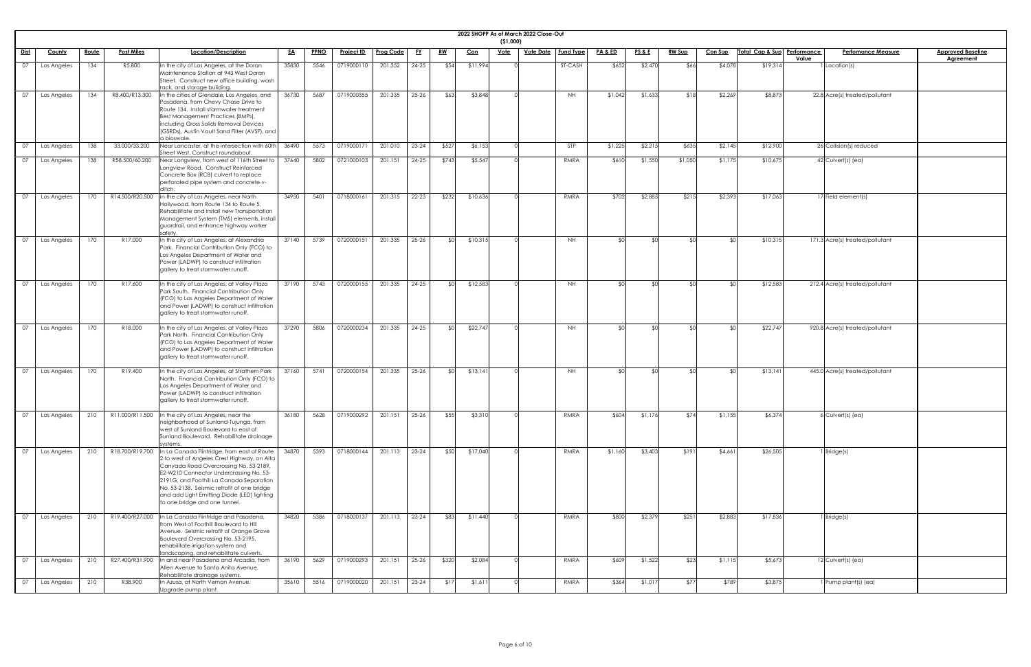# 2022 SHOPP As of March 2022 Close-Out

($1,000)

| Dist | County | Route | Post Miles | Location/Description | EA | PPNO | Project ID | Prog Code | FY | RW | Con | Vote | Vote Date | Fund Type | PA & ED | PS & E | RW Sup | Con Sup | Total Cap & Sup | Performance Value | Perfomance Measure | Approved Baseline Agreement |
|---|---|---|---|---|---|---|---|---|---|---|---|---|---|---|---|---|---|---|---|---|---|---|
| 07 | Los Angeles | 134 | R5.800 | In the city of Los Angeles, at the Doran Maintenance Station at 943 West Doran Street. Construct new office building, wash rack, and storage building. | 35830 | 5546 | 0719000110 | 201.352 | 24-25 | $54 | $11,994 | 0 | | ST-CASH | $652 | $2,470 | $66 | $4,078 | $19,314 | 1 | Location(s) | |
| 07 | Los Angeles | 134 | R8.400/R13.300 | In the cities of Glendale, Los Angeles, and Pasadena, from Chevy Chase Drive to Route 134. Install stormwater treatment Best Management Practices (BMPs), including Gross Solids Removal Devices (GSRDs), Austin Vault Sand Filter (AVSF), and a bioswale. | 36730 | 5687 | 0719000355 | 201.335 | 25-26 | $63 | $3,848 | 0 | | NH | $1,042 | $1,633 | $18 | $2,269 | $8,873 | 22.8 | Acre(s) treated/pollutant | |
| 07 | Los Angeles | 138 | 33.000/33.200 | Near Lancaster, at the intersection with 60th Street West. Construct roundabout. | 36490 | 5573 | 0719000171 | 201.010 | 23-24 | $527 | $6,153 | 0 | | STP | $1,225 | $2,215 | $635 | $2,145 | $12,900 | 26 | Collision(s) reduced | |
| 07 | Los Angeles | 138 | R58.500/60.200 | Near Longview, from west of 116th Street to Longview Road. Construct Reinforced Concrete Box (RCB) culvert to replace perforated pipe system and concrete v-ditch. | 37640 | 5802 | 0721000103 | 201.151 | 24-25 | $743 | $5,547 | 0 | | RMRA | $610 | $1,550 | $1,050 | $1,175 | $10,675 | 42 | Culvert(s) (ea) | |
| 07 | Los Angeles | 170 | R14.500/R20.500 | In the city of Los Angeles, near North Hollywood, from Route 134 to Route 5. Rehabilitate and install new Transportation Management System (TMS) elements, install guardrail, and enhance highway worker safety. | 34950 | 5401 | 0718000161 | 201.315 | 22-23 | $232 | $10,636 | 0 | | RMRA | $702 | $2,885 | $215 | $2,393 | $17,063 | 17 | Field element(s) | |
| 07 | Los Angeles | 170 | R17.000 | In the city of Los Angeles, at Alexandria Park. Financial Contribution Only (FCO) to Los Angeles Department of Water and Power (LADWP) to construct infiltration gallery to treat stormwater runoff. | 37140 | 5739 | 0720000151 | 201.335 | 25-26 | $0 | $10,315 | 0 | | NH | $0 | $0 | $0 | $0 | $10,315 | 171.3 | Acre(s) treated/pollutant | |
| 07 | Los Angeles | 170 | R17.600 | In the city of Los Angeles, at Valley Plaza Park South. Financial Contribution Only (FCO) to Los Angeles Department of Water and Power (LADWP) to construct infiltration gallery to treat stormwater runoff. | 37190 | 5743 | 0720000155 | 201.335 | 24-25 | $0 | $12,583 | 0 | | NH | $0 | $0 | $0 | $0 | $12,583 | 212.4 | Acre(s) treated/pollutant | |
| 07 | Los Angeles | 170 | R18.000 | In the city of Los Angeles, at Valley Plaza Park North. Financial Contribution Only (FCO) to Los Angeles Department of Water and Power (LADWP) to construct infiltration gallery to treat stormwater runoff. | 37290 | 5806 | 0720000234 | 201.335 | 24-25 | $0 | $22,747 | 0 | | NH | $0 | $0 | $0 | $0 | $22,747 | 920.8 | Acre(s) treated/pollutant | |
| 07 | Los Angeles | 170 | R19.400 | In the city of Los Angeles, at Strathern Park North. Financial Contribution Only (FCO) to Los Angeles Department of Water and Power (LADWP) to construct infiltration gallery to treat stormwater runoff. | 37160 | 5741 | 0720000154 | 201.335 | 25-26 | $0 | $13,141 | 0 | | NH | $0 | $0 | $0 | $0 | $13,141 | 445.0 | Acre(s) treated/pollutant | |
| 07 | Los Angeles | 210 | R11.000/R11.500 | In the city of Los Angeles, near the neighborhood of Sunland-Tujunga, from west of Sunland Boulevard to east of Sunland Boulevard. Rehabilitate drainage systems. | 36180 | 5628 | 0719000292 | 201.151 | 25-26 | $55 | $3,310 | 0 | | RMRA | $604 | $1,176 | $74 | $1,155 | $6,374 | 6 | Culvert(s) (ea) | |
| 07 | Los Angeles | 210 | R18.700/R19.700 | In La Canada Flintridge, from east of Route 2 to west of Angeles Crest Highway, on Alta Canyada Road Overcrossing No. 53-2189, E2-W210 Connector Undercrossing No. 53-2191G, and Foothill La Canada Separation No. 53-2138. Seismic retrofit of one bridge and add Light Emitting Diode (LED) lighting to one bridge and one tunnel. | 34870 | 5393 | 0718000144 | 201.113 | 23-24 | $50 | $17,040 | 0 | | RMRA | $1,160 | $3,403 | $191 | $4,661 | $26,505 | 1 | Bridge(s) | |
| 07 | Los Angeles | 210 | R19.400/R27.000 | In La Canada Flintridge and Pasadena, from West of Foothill Boulevard to Hill Avenue. Seismic retrofit of Orange Grove Boulevard Overcrossing No. 53-2195, rehabilitate irrigation system and landscaping, and rehabilitate culverts. | 34820 | 5386 | 0718000137 | 201.113 | 23-24 | $83 | $11,440 | 0 | | RMRA | $800 | $2,379 | $251 | $2,883 | $17,836 | 1 | Bridge(s) | |
| 07 | Los Angeles | 210 | R27.400/R31.900 | In and near Pasadena and Arcadia, from Allen Avenue to Santa Anita Avenue. Rehabilitate drainage systems. | 36190 | 5629 | 0719000293 | 201.151 | 25-26 | $320 | $2,084 | 0 | | RMRA | $609 | $1,522 | $23 | $1,115 | $5,673 | 12 | Culvert(s) (ea) | |
| 07 | Los Angeles | 210 | R38.900 | In Azusa, at North Vernon Avenue. Upgrade pump plant. | 35610 | 5516 | 0719000020 | 201.151 | 23-24 | $17 | $1,611 | 0 | | RMRA | $364 | $1,017 | $77 | $789 | $3,875 | 1 | Pump plant(s) (ea) | |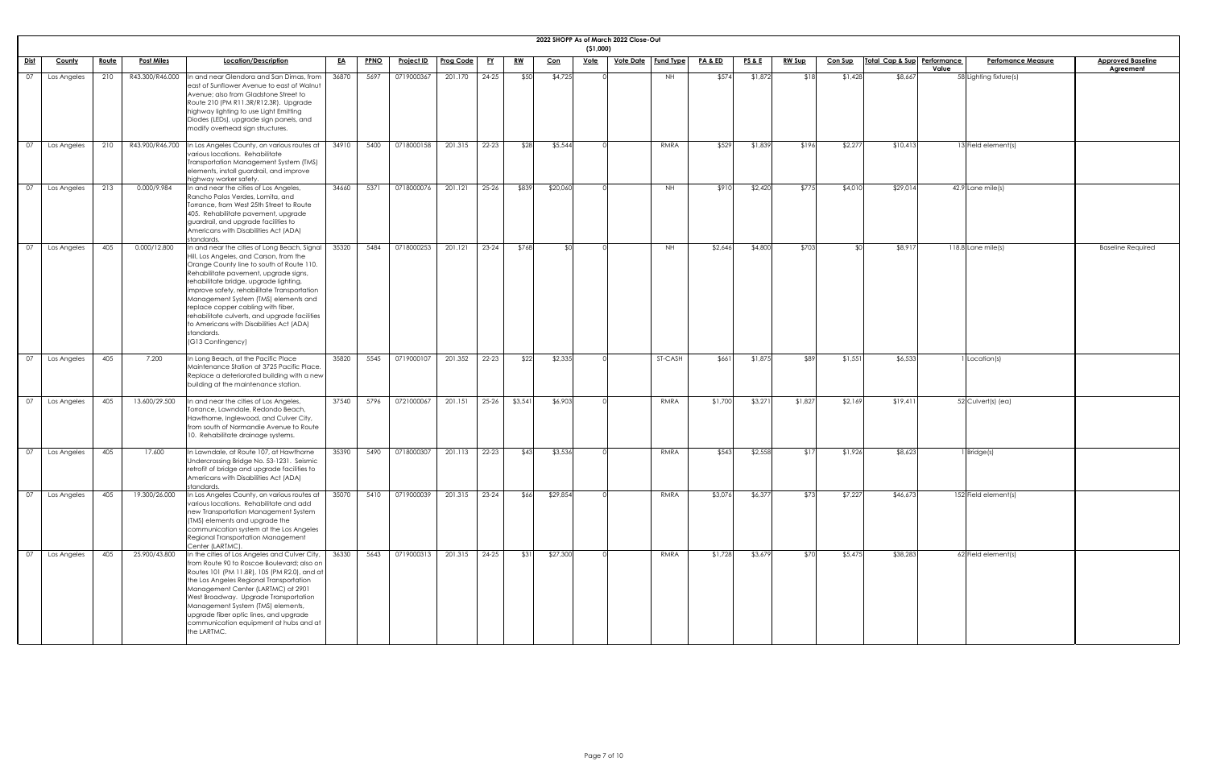# 2022 SHOPP As of March 2022 Close-Out

($1,000)

| Dist | County | Route | Post Miles | Location/Description | EA | PPNO | Project ID | Prog Code | FY | RW | Con | Vote | Vote Date | Fund Type | PA & ED | PS & E | RW Sup | Con Sup | Total Cap & Sup | Performance Value | Perfomance Measure | Approved Baseline Agreement |
|---|---|---|---|---|---|---|---|---|---|---|---|---|---|---|---|---|---|---|---|---|---|---|
| 07 | Los Angeles | 210 | R43.300/R46.000 | In and near Glendora and San Dimas, from east of Sunflower Avenue to east of Walnut Avenue; also from Gladstone Street to Route 210 (PM R11.5R/R12.3R). Upgrade highway lighting to use Light Emitting Diodes (LEDs), upgrade sign panels, and modify overhead sign structures. | 36870 | 5697 | 0719000367 | 201.170 | 24-25 | $50 | $4,725 | 0 | | NH | $574 | $1,872 | $18 | $1,428 | $8,667 | 58 | Lighting fixture(s) | |
| 07 | Los Angeles | 210 | R43.900/R46.700 | In Los Angeles County, on various routes at various locations. Rehabilitate Transportation Management System (TMS) elements, install guardrail, and improve highway worker safety. | 34910 | 5400 | 0718000158 | 201.315 | 22-23 | $28 | $5,544 | 0 | | RMRA | $529 | $1,839 | $196 | $2,277 | $10,413 | 13 | Field element(s) | |
| 07 | Los Angeles | 213 | 0.000/9.984 | In and near the cities of Los Angeles, Rancho Palos Verdes, Lomita, and Torrance, from West 25th Street to Route 405. Rehabilitate pavement, upgrade guardrail, and upgrade facilities to Americans with Disabilities Act (ADA) standards. | 34660 | 5371 | 0718000076 | 201.121 | 25-26 | $839 | $20,060 | 0 | | NH | $910 | $2,420 | $775 | $4,010 | $29,014 | 42.9 | Lane mile(s) | |
| 07 | Los Angeles | 405 | 0.000/12.800 | In and near the cities of Long Beach, Signal Hill, Los Angeles, and Carson, from the Orange County line to south of Route 110. Rehabilitate pavement, upgrade signs, rehabilitate bridge, upgrade lighting, improve safety, rehabilitate Transportation Management System (TMS) elements and replace copper cabling with fiber, rehabilitate culverts, and upgrade facilities to Americans with Disabilities Act (ADA) standards. (G13 Contingency) | 35320 | 5484 | 0718000253 | 201.121 | 23-24 | $768 | $0 | 0 | | NH | $2,646 | $4,800 | $703 | $0 | $8,917 | 118.8 | Lane mile(s) | Baseline Required |
| 07 | Los Angeles | 405 | 7.200 | In Long Beach, at the Pacific Place Maintenance Station at 3725 Pacific Place. Replace a deteriorated building with a new building at the maintenance station. | 35820 | 5545 | 0719000107 | 201.352 | 22-23 | $22 | $2,335 | 0 | | ST-CASH | $661 | $1,875 | $89 | $1,551 | $6,533 | 1 | Location(s) | |
| 07 | Los Angeles | 405 | 13.600/29.500 | In and near the cities of Los Angeles, Torrance, Lawndale, Redondo Beach, Hawthorne, Inglewood, and Culver City, from south of Normandie Avenue to Route 10. Rehabilitate drainage systems. | 37540 | 5796 | 0721000067 | 201.151 | 25-26 | $3,541 | $6,903 | 0 | | RMRA | $1,700 | $3,271 | $1,827 | $2,169 | $19,411 | 52 | Culvert(s) (ea) | |
| 07 | Los Angeles | 405 | 17.600 | In Lawndale, at Route 107, at Hawthorne Undercrossing Bridge No. 53-1231. Seismic retrofit of bridge and upgrade facilities to Americans with Disabilities Act (ADA) standards. | 35390 | 5490 | 0718000307 | 201.113 | 22-23 | $43 | $3,536 | 0 | | RMRA | $543 | $2,558 | $17 | $1,926 | $8,623 | 1 | Bridge(s) | |
| 07 | Los Angeles | 405 | 19.300/26.000 | In Los Angeles County, on various routes at various locations. Rehabilitate and add new Transportation Management System (TMS) elements and upgrade the communication system at the Los Angeles Regional Transportation Management Center (LARTMC). | 35070 | 5410 | 0719000039 | 201.315 | 23-24 | $66 | $29,854 | 0 | | RMRA | $3,076 | $6,377 | $73 | $7,227 | $46,673 | 152 | Field element(s) | |
| 07 | Los Angeles | 405 | 25.900/43.800 | In the cities of Los Angeles and Culver City, from Route 90 to Roscoe Boulevard; also on Routes 101 (PM 11.8R), 105 (PM R2.0), and at the Los Angeles Regional Transportation Management Center (LARTMC) at 2901 West Broadway. Upgrade Transportation Management System (TMS) elements, upgrade fiber optic lines, and upgrade communication equipment at hubs and at the LARTMC. | 36330 | 5643 | 0719000313 | 201.315 | 24-25 | $31 | $27,300 | 0 | | RMRA | $1,728 | $3,679 | $70 | $5,475 | $38,283 | 62 | Field element(s) | |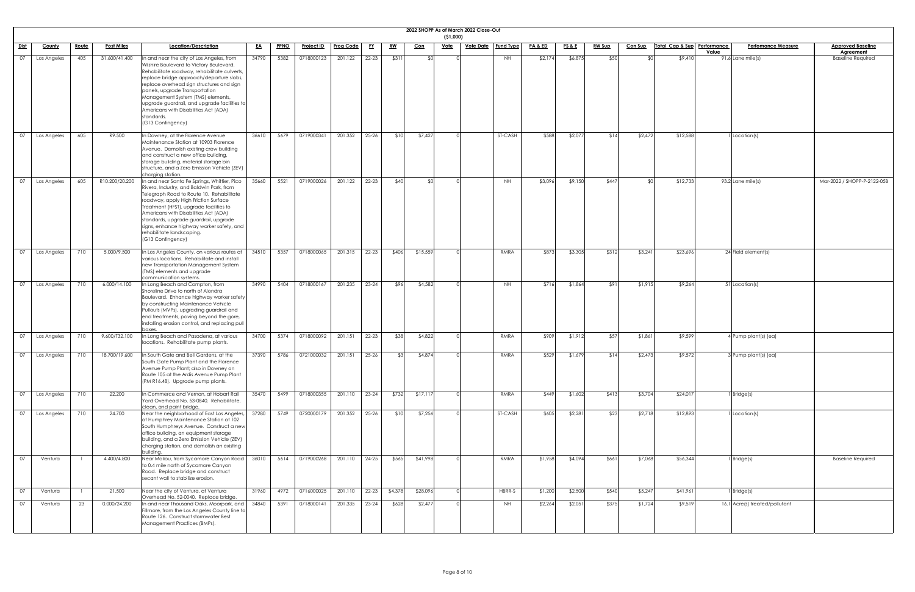# 2022 SHOPP As of March 2022 Close-Out

($1,000)

| Dist | County | Route | Post Miles | Location/Description | EA | PPNO | Project ID | Prog Code | FY | RW | Con | Vote | Vote Date | Fund Type | PA & ED | PS & E | RW Sup | Con Sup | Total Cap & Sup | Performance Value | Perfomance Measure | Approved Baseline Agreement |
|---|---|---|---|---|---|---|---|---|---|---|---|---|---|---|---|---|---|---|---|---|---|---|
| 07 | Los Angeles | 405 | 31.600/41.400 | In and near the city of Los Angeles, from Wilshire Boulevard to Victory Boulevard. Rehabilitate roadway, rehabilitate culverts, replace bridge approach/departure slabs, replace overhead sign structures and sign panels, upgrade Transportation Management System (TMS) elements, upgrade guardrail, and upgrade facilities to Americans with Disabilities Act (ADA) standards. (G13 Contingency) | 34790 | 5382 | 0718000123 | 201.122 | 22-23 | $311 | $0 | 0 | | NH | $2,174 | $6,875 | $50 | $0 | $9,410 | 91.6 | Lane mile(s) | Baseline Required |
| 07 | Los Angeles | 605 | R9.500 | In Downey, at the Florence Avenue Maintenance Station at 10903 Florence Avenue. Demolish existing crew building and construct a new office building, storage building, material storage bin structure, and a Zero Emission Vehicle (ZEV) charging station. | 36610 | 5679 | 0719000341 | 201.352 | 25-26 | $10 | $7,427 | 0 | | ST-CASH | $588 | $2,077 | $14 | $2,472 | $12,588 | 1 | Location(s) | |
| 07 | Los Angeles | 605 | R10.200/20.200 | In and near Santa Fe Springs, Whittier, Pico Rivera, Industry, and Baldwin Park, from Telegraph Road to Route 10. Rehabilitate roadway, apply High Friction Surface Treatment (HFST), upgrade facilities to Americans with Disabilities Act (ADA) standards, upgrade guardrail, upgrade signs, enhance highway worker safety, and rehabilitate landscaping. (G13 Contingency) | 35660 | 5521 | 0719000026 | 201.122 | 22-23 | $40 | $0 | 0 | | NH | $3,096 | $9,150 | $447 | $0 | $12,733 | 93.2 | Lane mile(s) | Mar-2022 / SHOPP-P-2122-05B |
| 07 | Los Angeles | 710 | 5.000/9.500 | In Los Angeles County, on various routes at various locations. Rehabilitate and install new Transportation Management System (TMS) elements and upgrade communication systems. | 34510 | 5357 | 0718000065 | 201.315 | 22-23 | $406 | $15,559 | 0 | | RMRA | $873 | $3,305 | $312 | $3,241 | $23,696 | 24 | Field element(s) | |
| 07 | Los Angeles | 710 | 6.000/14.100 | In Long Beach and Compton, from Shoreline Drive to north of Alondra Boulevard. Enhance highway worker safety by constructing Maintenance Vehicle Pullouts (MVPs), upgrading guardrail and end treatments, paving beyond the gore, installing erosion control, and replacing pull boxes. | 34990 | 5404 | 0718000167 | 201.235 | 23-24 | $96 | $4,582 | 0 | | NH | $716 | $1,864 | $91 | $1,915 | $9,264 | 51 | Location(s) | |
| 07 | Los Angeles | 710 | 9.600/T32.100 | In Long Beach and Pasadena, at various locations. Rehabilitate pump plants. | 34700 | 5374 | 0718000092 | 201.151 | 22-23 | $38 | $4,822 | 0 | | RMRA | $909 | $1,912 | $57 | $1,861 | $9,599 | 4 | Pump plant(s) (ea) | |
| 07 | Los Angeles | 710 | 18.700/19.600 | In South Gate and Bell Gardens, at the South Gate Pump Plant and the Florence Avenue Pump Plant; also in Downey on Route 105 at the Ardis Avenue Pump Plant (PM R16.48). Upgrade pump plants. | 37390 | 5786 | 0721000032 | 201.151 | 25-26 | $3 | $4,874 | 0 | | RMRA | $529 | $1,679 | $14 | $2,473 | $9,572 | 3 | Pump plant(s) (ea) | |
| 07 | Los Angeles | 710 | 22.200 | In Commerce and Vernon, at Hobart Rail Yard Overhead No. 53-0840. Rehabilitate, clean, and paint bridge. | 35470 | 5499 | 0718000355 | 201.110 | 23-24 | $732 | $17,117 | 0 | | RMRA | $449 | $1,602 | $413 | $3,704 | $24,017 | 1 | Bridge(s) | |
| 07 | Los Angeles | 710 | 24.700 | Near the neighborhood of East Los Angeles, at Humphrey Maintenance Station at 102 South Humphreys Avenue. Construct a new office building, an equipment storage building, and a Zero Emission Vehicle (ZEV) charging station, and demolish an existing building. | 37280 | 5749 | 0720000179 | 201.352 | 25-26 | $10 | $7,256 | 0 | | ST-CASH | $605 | $2,281 | $23 | $2,718 | $12,893 | 1 | Location(s) | |
| 07 | Ventura | 1 | 4.400/4.800 | Near Malibu, from Sycamore Canyon Road to 0.4 mile north of Sycamore Canyon Road. Replace bridge and construct secant wall to stabilize erosion. | 36010 | 5614 | 0719000268 | 201.110 | 24-25 | $565 | $41,998 | 0 | | RMRA | $1,958 | $4,094 | $661 | $7,068 | $56,344 | 1 | Bridge(s) | Baseline Required |
| 07 | Ventura | 1 | 21.500 | Near the city of Ventura, at Ventura Overhead No. 52-0040. Replace bridge. | 31960 | 4972 | 0716000025 | 201.110 | 22-23 | $4,378 | $28,096 | 0 | | HBRR-S | $1,200 | $2,500 | $540 | $5,247 | $41,961 | 1 | Bridge(s) | |
| 07 | Ventura | 23 | 0.000/24.200 | In and near Thousand Oaks, Moorpark, and Fillmore, from the Los Angeles County line to Route 126. Construct stormwater Best Management Practices (BMPs). | 34840 | 5391 | 0718000141 | 201.335 | 23-24 | $628 | $2,477 | 0 | | NH | $2,264 | $2,051 | $375 | $1,724 | $9,519 | 16.1 | Acre(s) treated/pollutant | |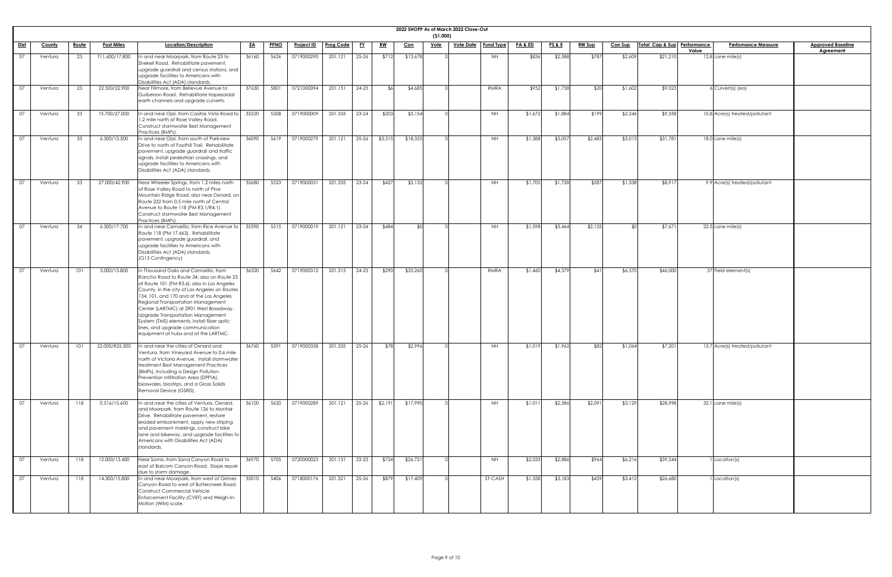## 2022 SHOPP As of March 2022 Close-Out
### ($1,000)

| Dist | County | Route | Post Miles | Location/Description | EA | PPNO | Project ID | Prog Code | FY | RW | Con | Vote | Vote Date | Fund Type | PA & ED | PS & E | RW Sup | Con Sup | Total Cap & Sup | Performance Value | Perfomance Measure | Approved Baseline Agreement |
|---|---|---|---|---|---|---|---|---|---|---|---|---|---|---|---|---|---|---|---|---|---|---|
| 07 | Ventura | 23 | T11.600/17.800 | In and near Moorpark, from Route 23 to Shekell Road. Rehabilitate pavement, upgrade guardrail and census stations, and upgrade facilities to Americans with Disabilities Act (ADA) standards. | 36160 | 5626 | 0719000290 | 201.121 | 25-26 | $712 | $13,678 | 0 | | NH | $836 | $2,588 | $787 | $2,609 | $21,210 | 12.8 | Lane mile(s) | |
| 07 | Ventura | 23 | 22.500/22.900 | Near Fillmore, from Bellevue Avenue to Guiberson Road. Rehabilitate trapezoidal earth channels and upgrade culverts. | 37630 | 5801 | 0721000094 | 201.151 | 24-25 | $6 | $4,685 | 0 | | RMRA | $952 | $1,758 | $20 | $1,602 | $9,023 | 6 | Culvert(s) (ea) | |
| 07 | Ventura | 33 | T5.700/27.000 | In and near Ojai, from Casitas Vista Road to 1.2 mile north of Rose Valley Road. Construct stormwater Best Management Practices (BMPs). | 35520 | 5508 | 0719000009 | 201.335 | 23-24 | $203 | $3,154 | 0 | | NH | $1,672 | $1,884 | $199 | $2,246 | $9,358 | 10.8 | Acre(s) treated/pollutant | |
| 07 | Ventura | 33 | 6.300/13.500 | In and near Ojai, from south of Parkview Drive to north of Foothill Trail. Rehabilitate pavement, upgrade guardrail and traffic signals, install pedestrian crossings, and upgrade facilities to Americans with Disabilities Act (ADA) standards. | 36090 | 5619 | 0719000279 | 201.121 | 25-26 | $3,515 | $18,325 | 0 | | NH | $1,388 | $3,057 | $2,483 | $3,013 | $31,781 | 18.0 | Lane mile(s) | |
| 07 | Ventura | 33 | 27.000/42.900 | Near Wheeler Springs, from 1.2 miles north of Rose Valley Road to north of Pine Mountain Ridge Road; also near Oxnard, on Route 232 from 0.5 mile north of Central Avenue to Route 118 (PM R3.1/R4.1). Construct stormwater Best Management Practices (BMPs). | 35680 | 5523 | 0719000031 | 201.335 | 23-24 | $427 | $3,132 | 0 | | NH | $1,705 | $1,728 | $587 | $1,338 | $8,917 | 9.9 | Acre(s) treated/pollutant | |
| 07 | Ventura | 34 | 6.300/17.700 | In and near Camarillo, from Rice Avenue to Route 118 (PM 17.663). Rehabilitate pavement, upgrade guardrail, and upgrade facilities to Americans with Disabilities Act (ADA) standards. (G13 Contingency) | 35590 | 5515 | 0719000019 | 201.121 | 23-24 | $484 | $0 | 0 | | NH | $1,598 | $3,464 | $2,125 | $0 | $7,671 | 22.5 | Lane mile(s) | |
| 07 | Ventura | 101 | 3.000/13.800 | In Thousand Oaks and Camarillo, from Rancho Road to Route 34; also on Route 23 at Route 101 (PM R3.6); also in Los Angeles County, in the city of Los Angeles on Routes 134, 101, and 170 and at the Los Angeles Regional Transportation Management Center (LARTMC) at 2901 West Broadway. Upgrade Transportation Management System (TMS) elements, install fiber optic lines, and upgrade communication equipment at hubs and at the LARTMC. | 36320 | 5642 | 0719000312 | 201.315 | 24-25 | $290 | $33,260 | 0 | | RMRA | $1,460 | $4,379 | $41 | $6,570 | $46,000 | 37 | Field element(s) | |
| 07 | Ventura | 101 | 22.000/R25.300 | In and near the cities of Oxnard and Ventura, from Vineyard Avenue to 0.6 mile north of Victoria Avenue. Install stormwater treatment Best Management Practices (BMPs), including a Design Pollution Prevention Infiltration Area (DPPIA), bioswales, biostrips, and a Gross Solids Removal Device (GSRD). | 36760 | 5391 | 0719000358 | 201.335 | 25-26 | $78 | $2,996 | 0 | | NH | $1,019 | $1,962 | $82 | $1,064 | $7,201 | 15.7 | Acre(s) treated/pollutant | |
| 07 | Ventura | 118 | 0.516/15.600 | In and near the cities of Ventura, Oxnard, and Moorpark, from Route 126 to Montair Drive. Rehabilitate pavement, restore eroded embankment, apply new striping and pavement markings, construct bike lane and bikeway, and upgrade facilities to Americans with Disabilities Act (ADA) standards. | 36100 | 5620 | 0719000289 | 201.121 | 25-26 | $2,191 | $17,990 | 0 | | NH | $1,011 | $2,586 | $2,091 | $3,129 | $28,998 | 32.1 | Lane mile(s) | |
| 07 | Ventura | 118 | 12.000/13.400 | Near Somis, from Sand Canyon Road to east of Balcom Canyon Road. Slope repair due to storm damage. | 36970 | 5705 | 0720000023 | 201.131 | 22-23 | $724 | $26,721 | 0 | | NH | $2,033 | $2,886 | $964 | $6,216 | $39,544 | 1 | Location(s) | |
| 07 | Ventura | 118 | 14.300/15.800 | In and near Moorpark, from west of Grimes Canyon Road to west of Buttercreek Road. Construct Commercial Vehicle Enforcement Facility (CVEF) and Weigh-In-Motion (WIM) scale. | 35010 | 5406 | 0718000176 | 201.321 | 25-26 | $879 | $17,409 | 0 | | ST-CASH | $1,358 | $3,183 | $439 | $3,412 | $26,680 | 1 | Location(s) | |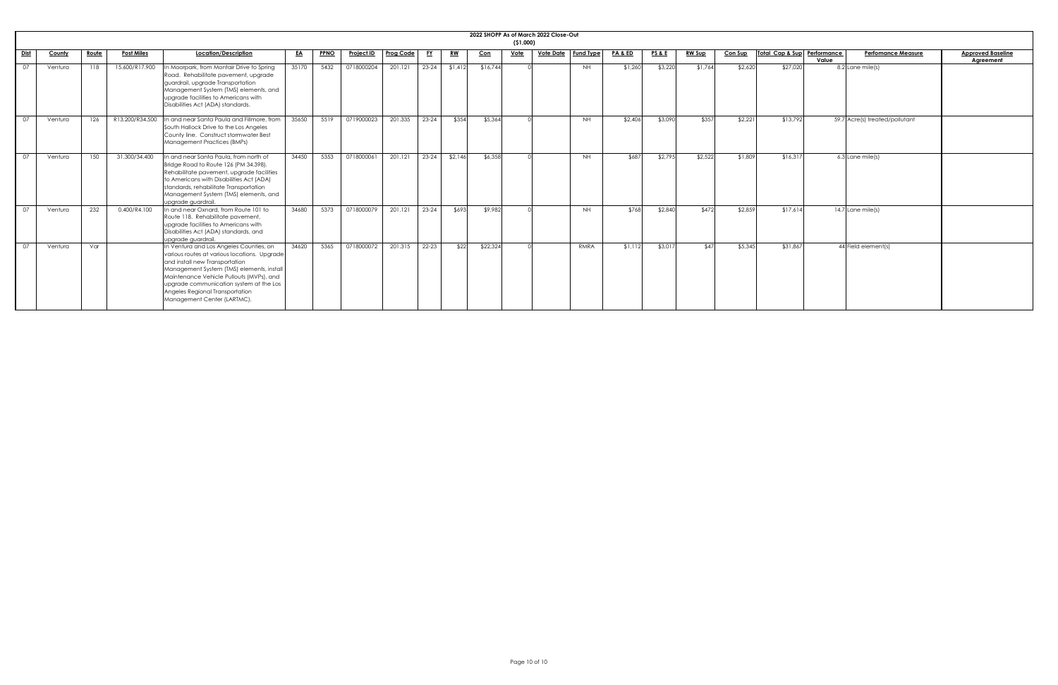**2022 SHOPP As of March 2022 Close-Out**

**($1,000)**

| Dist | County | Route | Post Miles | Location/Description | EA | PPNO | Project ID | Prog Code | FY | RW | Con | Vote | Vote Date | Fund Type | PA & ED | PS & E | RW Sup | Con Sup | Total Cap & Sup | Performance Value | Perfomance Measure | Approved Baseline Agreement |
|---|---|---|---|---|---|---|---|---|---|---|---|---|---|---|---|---|---|---|---|---|---|---|
| 07 | Ventura | 118 | 15.600/R17.900 | In Moorpark, from Montair Drive to Spring Road. Rehabilitate pavement, upgrade guardrail, upgrade Transportation Management System (TMS) elements, and upgrade facilities to Americans with Disabilities Act (ADA) standards. | 35170 | 5432 | 0718000204 | 201.121 | 23-24 | $1,412 | $16,744 | 0 | | NH | $1,260 | $3,220 | $1,764 | $2,620 | $27,020 | 8.2 | Lane mile(s) | |
| 07 | Ventura | 126 | R13.200/R34.500 | In and near Santa Paula and Fillmore, from South Hallock Drive to the Los Angeles County line. Construct stormwater Best Management Practices (BMPs) | 35650 | 5519 | 0719000023 | 201.335 | 23-24 | $354 | $5,364 | 0 | | NH | $2,406 | $3,090 | $357 | $2,221 | $13,792 | 59.7 | Acre(s) treated/pollutant | |
| 07 | Ventura | 150 | 31.300/34.400 | In and near Santa Paula, from north of Bridge Road to Route 126 (PM 34.398). Rehabilitate pavement, upgrade facilities to Americans with Disabilities Act (ADA) standards, rehabilitate Transportation Management System (TMS) elements, and upgrade guardrail. | 34450 | 5353 | 0718000061 | 201.121 | 23-24 | $2,146 | $6,358 | 0 | | NH | $687 | $2,795 | $2,522 | $1,809 | $16,317 | 6.3 | Lane mile(s) | |
| 07 | Ventura | 232 | 0.400/R4.100 | In and near Oxnard, from Route 101 to Route 118. Rehabilitate pavement, upgrade facilities to Americans with Disabilities Act (ADA) standards, and upgrade guardrail. | 34680 | 5373 | 0718000079 | 201.121 | 23-24 | $693 | $9,982 | 0 | | NH | $768 | $2,840 | $472 | $2,859 | $17,614 | 14.7 | Lane mile(s) | |
| 07 | Ventura | Var | | In Ventura and Los Angeles Counties, on various routes at various locations. Upgrade and install new Transportation Management System (TMS) elements, install Maintenance Vehicle Pullouts (MVPs), and upgrade communication system at the Los Angeles Regional Transportation Management Center (LARTMC). | 34620 | 5365 | 0718000072 | 201.315 | 22-23 | $22 | $22,324 | 0 | | RMRA | $1,112 | $3,017 | $47 | $5,345 | $31,867 | 44 | Field element(s) | |